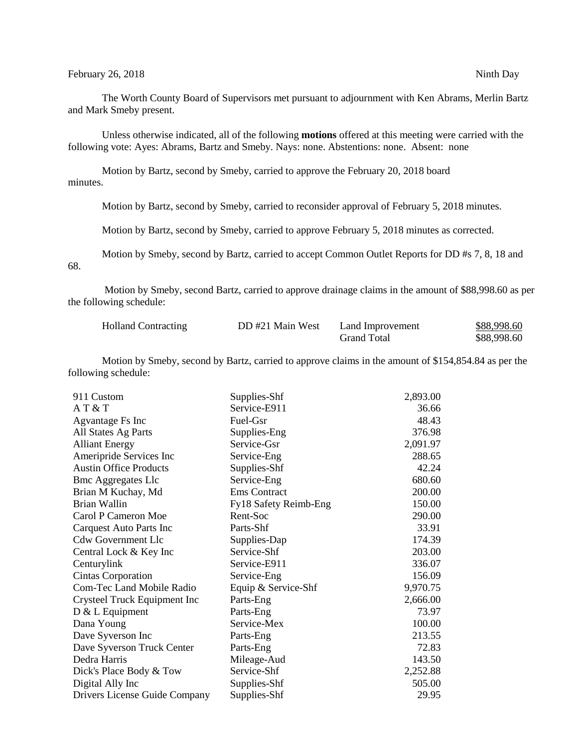February 26, 2018 Ninth Day

The Worth County Board of Supervisors met pursuant to adjournment with Ken Abrams, Merlin Bartz and Mark Smeby present.

Unless otherwise indicated, all of the following **motions** offered at this meeting were carried with the following vote: Ayes: Abrams, Bartz and Smeby. Nays: none. Abstentions: none. Absent: none

Motion by Bartz, second by Smeby, carried to approve the February 20, 2018 board minutes.

Motion by Bartz, second by Smeby, carried to reconsider approval of February 5, 2018 minutes.

Motion by Bartz, second by Smeby, carried to approve February 5, 2018 minutes as corrected.

Motion by Smeby, second by Bartz, carried to accept Common Outlet Reports for DD #s 7, 8, 18 and 68.

Motion by Smeby, second Bartz, carried to approve drainage claims in the amount of $88,998.60 as per the following schedule:

| | | | |
|---|---|---|---|
| Holland Contracting | DD #21 Main West | Land Improvement | $88,998.60 |
| | | Grand Total | $88,998.60 |

Motion by Smeby, second by Bartz, carried to approve claims in the amount of $154,854.84 as per the following schedule:

| | | |
|---|---|---|
| 911 Custom | Supplies-Shf | 2,893.00 |
| A T & T | Service-E911 | 36.66 |
| Agvantage Fs Inc | Fuel-Gsr | 48.43 |
| All States Ag Parts | Supplies-Eng | 376.98 |
| Alliant Energy | Service-Gsr | 2,091.97 |
| Ameripride Services Inc | Service-Eng | 288.65 |
| Austin Office Products | Supplies-Shf | 42.24 |
| Bmc Aggregates Llc | Service-Eng | 680.60 |
| Brian M Kuchay, Md | Ems Contract | 200.00 |
| Brian Wallin | Fy18 Safety Reimb-Eng | 150.00 |
| Carol P Cameron Moe | Rent-Soc | 290.00 |
| Carquest Auto Parts Inc | Parts-Shf | 33.91 |
| Cdw Government Llc | Supplies-Dap | 174.39 |
| Central Lock & Key Inc | Service-Shf | 203.00 |
| Centurylink | Service-E911 | 336.07 |
| Cintas Corporation | Service-Eng | 156.09 |
| Com-Tec Land Mobile Radio | Equip & Service-Shf | 9,970.75 |
| Crysteel Truck Equipment Inc | Parts-Eng | 2,666.00 |
| D & L Equipment | Parts-Eng | 73.97 |
| Dana Young | Service-Mex | 100.00 |
| Dave Syverson Inc | Parts-Eng | 213.55 |
| Dave Syverson Truck Center | Parts-Eng | 72.83 |
| Dedra Harris | Mileage-Aud | 143.50 |
| Dick's Place Body & Tow | Service-Shf | 2,252.88 |
| Digital Ally Inc | Supplies-Shf | 505.00 |
| Drivers License Guide Company | Supplies-Shf | 29.95 |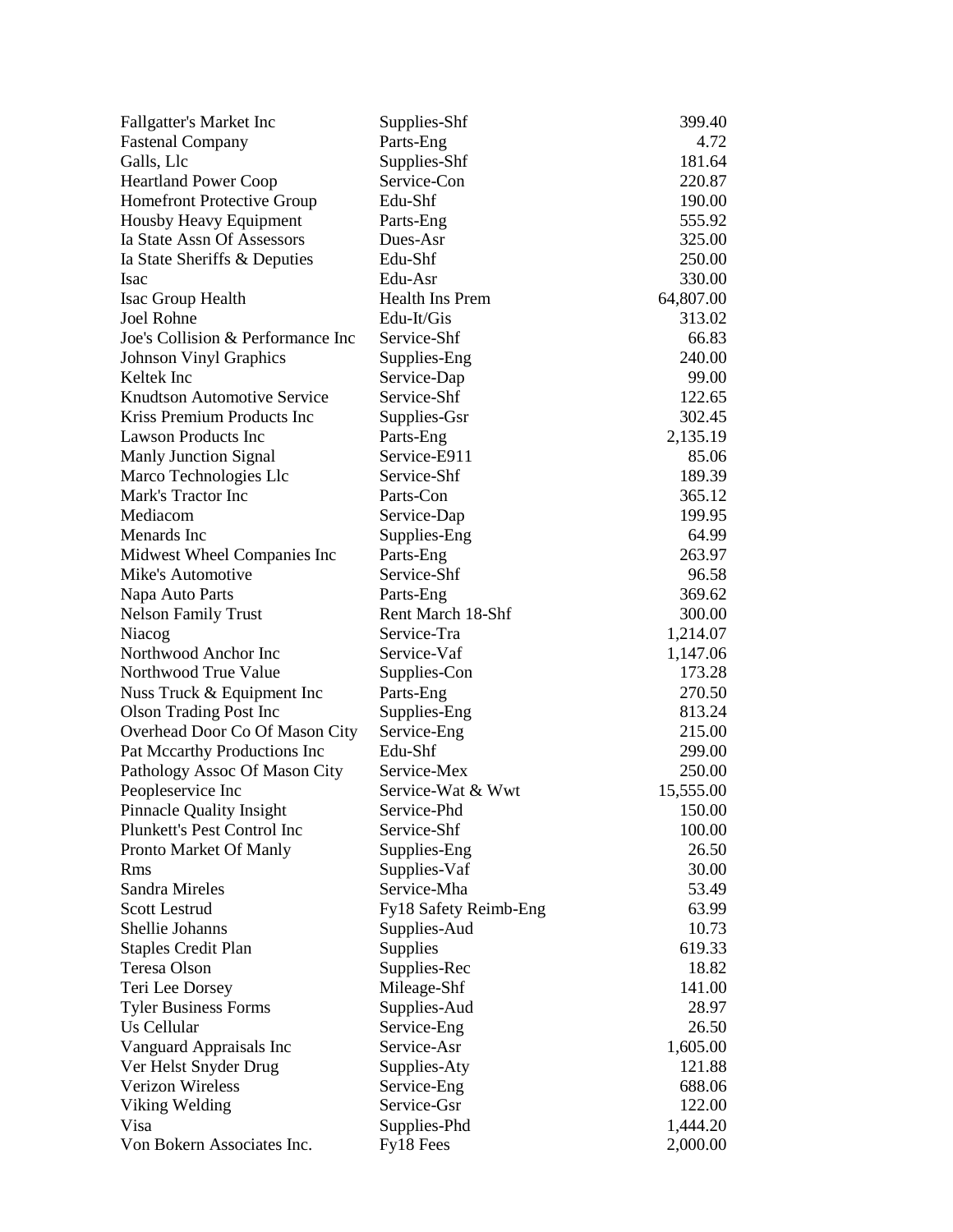| | | |
|---|---|---|
| Fallgatter's Market Inc | Supplies-Shf | 399.40 |
| Fastenal Company | Parts-Eng | 4.72 |
| Galls, Llc | Supplies-Shf | 181.64 |
| Heartland Power Coop | Service-Con | 220.87 |
| Homefront Protective Group | Edu-Shf | 190.00 |
| Housby Heavy Equipment | Parts-Eng | 555.92 |
| Ia State Assn Of Assessors | Dues-Asr | 325.00 |
| Ia State Sheriffs & Deputies | Edu-Shf | 250.00 |
| Isac | Edu-Asr | 330.00 |
| Isac Group Health | Health Ins Prem | 64,807.00 |
| Joel Rohne | Edu-It/Gis | 313.02 |
| Joe's Collision & Performance Inc | Service-Shf | 66.83 |
| Johnson Vinyl Graphics | Supplies-Eng | 240.00 |
| Keltek Inc | Service-Dap | 99.00 |
| Knudtson Automotive Service | Service-Shf | 122.65 |
| Kriss Premium Products Inc | Supplies-Gsr | 302.45 |
| Lawson Products Inc | Parts-Eng | 2,135.19 |
| Manly Junction Signal | Service-E911 | 85.06 |
| Marco Technologies Llc | Service-Shf | 189.39 |
| Mark's Tractor Inc | Parts-Con | 365.12 |
| Mediacom | Service-Dap | 199.95 |
| Menards Inc | Supplies-Eng | 64.99 |
| Midwest Wheel Companies Inc | Parts-Eng | 263.97 |
| Mike's Automotive | Service-Shf | 96.58 |
| Napa Auto Parts | Parts-Eng | 369.62 |
| Nelson Family Trust | Rent March 18-Shf | 300.00 |
| Niacog | Service-Tra | 1,214.07 |
| Northwood Anchor Inc | Service-Vaf | 1,147.06 |
| Northwood True Value | Supplies-Con | 173.28 |
| Nuss Truck & Equipment Inc | Parts-Eng | 270.50 |
| Olson Trading Post Inc | Supplies-Eng | 813.24 |
| Overhead Door Co Of Mason City | Service-Eng | 215.00 |
| Pat Mccarthy Productions Inc | Edu-Shf | 299.00 |
| Pathology Assoc Of Mason City | Service-Mex | 250.00 |
| Peopleservice Inc | Service-Wat & Wwt | 15,555.00 |
| Pinnacle Quality Insight | Service-Phd | 150.00 |
| Plunkett's Pest Control Inc | Service-Shf | 100.00 |
| Pronto Market Of Manly | Supplies-Eng | 26.50 |
| Rms | Supplies-Vaf | 30.00 |
| Sandra Mireles | Service-Mha | 53.49 |
| Scott Lestrud | Fy18 Safety Reimb-Eng | 63.99 |
| Shellie Johanns | Supplies-Aud | 10.73 |
| Staples Credit Plan | Supplies | 619.33 |
| Teresa Olson | Supplies-Rec | 18.82 |
| Teri Lee Dorsey | Mileage-Shf | 141.00 |
| Tyler Business Forms | Supplies-Aud | 28.97 |
| Us Cellular | Service-Eng | 26.50 |
| Vanguard Appraisals Inc | Service-Asr | 1,605.00 |
| Ver Helst Snyder Drug | Supplies-Aty | 121.88 |
| Verizon Wireless | Service-Eng | 688.06 |
| Viking Welding | Service-Gsr | 122.00 |
| Visa | Supplies-Phd | 1,444.20 |
| Von Bokern Associates Inc. | Fy18 Fees | 2,000.00 |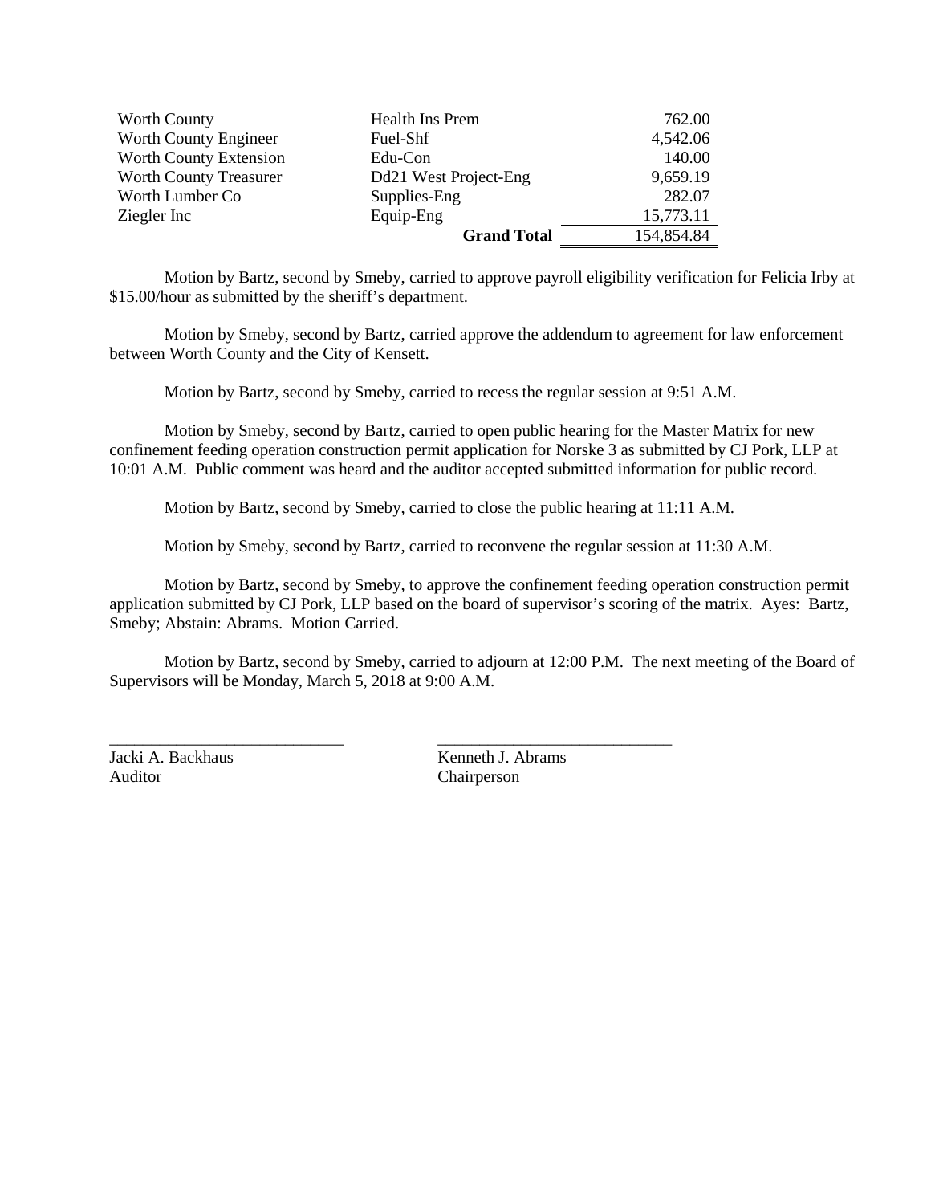| | | |
|---|---|---|
| Worth County | Health Ins Prem | 762.00 |
| Worth County Engineer | Fuel-Shf | 4,542.06 |
| Worth County Extension | Edu-Con | 140.00 |
| Worth County Treasurer | Dd21 West Project-Eng | 9,659.19 |
| Worth Lumber Co | Supplies-Eng | 282.07 |
| Ziegler Inc | Equip-Eng | 15,773.11 |
| | **Grand Total** | 154,854.84 |

Motion by Bartz, second by Smeby, carried to approve payroll eligibility verification for Felicia Irby at $15.00/hour as submitted by the sheriff's department.

Motion by Smeby, second by Bartz, carried approve the addendum to agreement for law enforcement between Worth County and the City of Kensett.

Motion by Bartz, second by Smeby, carried to recess the regular session at 9:51 A.M.

Motion by Smeby, second by Bartz, carried to open public hearing for the Master Matrix for new confinement feeding operation construction permit application for Norske 3 as submitted by CJ Pork, LLP at 10:01 A.M. Public comment was heard and the auditor accepted submitted information for public record.

Motion by Bartz, second by Smeby, carried to close the public hearing at 11:11 A.M.

Motion by Smeby, second by Bartz, carried to reconvene the regular session at 11:30 A.M.

Motion by Bartz, second by Smeby, to approve the confinement feeding operation construction permit application submitted by CJ Pork, LLP based on the board of supervisor's scoring of the matrix. Ayes: Bartz, Smeby; Abstain: Abrams. Motion Carried.

Motion by Bartz, second by Smeby, carried to adjourn at 12:00 P.M. The next meeting of the Board of Supervisors will be Monday, March 5, 2018 at 9:00 A.M.

_____________________________ _____________________________

Jacki A. Backhaus
Auditor

Kenneth J. Abrams
Chairperson